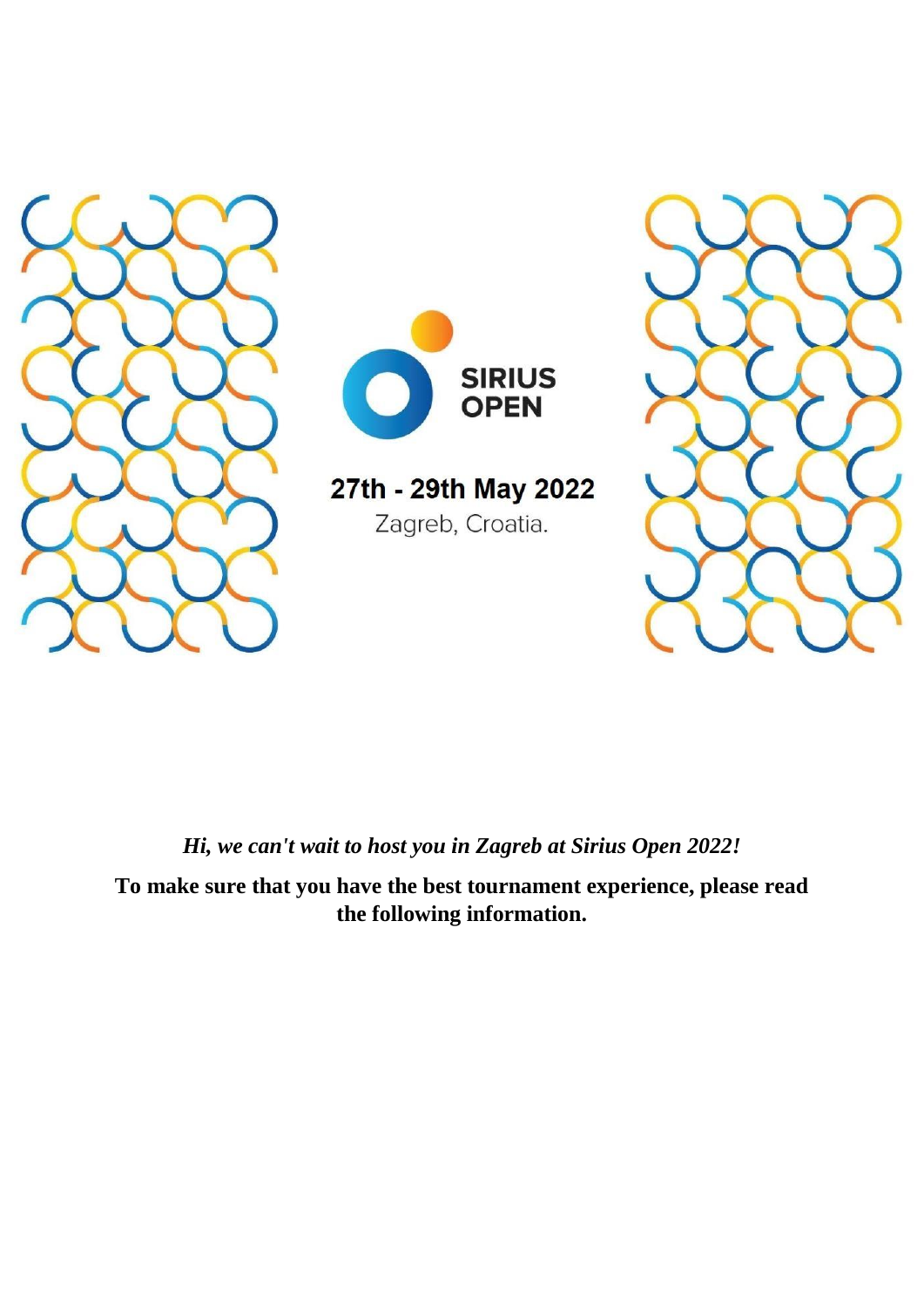# SIRIUS OPEN

**27th - 29th May 2022**

Zagreb, Croatia.

***Hi, we can't wait to host you in Zagreb at Sirius Open 2022!***

**To make sure that you have the best tournament experience, please read the following information.**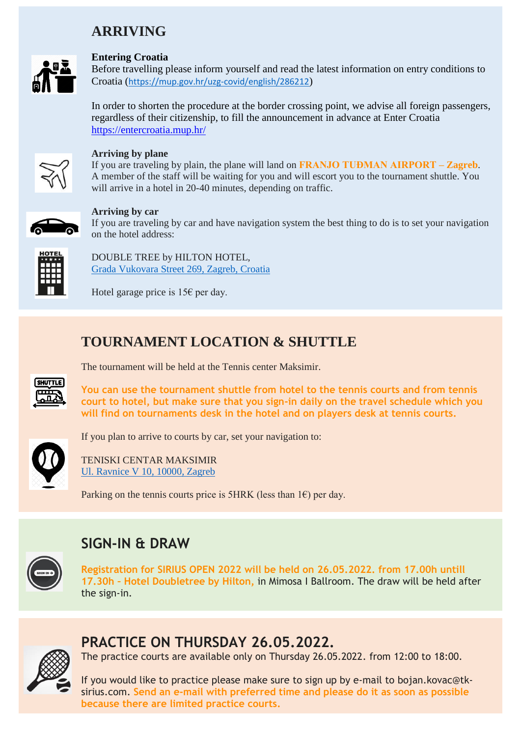## ARRIVING

### Entering Croatia

Before travelling please inform yourself and read the latest information on entry conditions to Croatia (https://mup.gov.hr/uzg-covid/english/286212)

In order to shorten the procedure at the border crossing point, we advise all foreign passengers, regardless of their citizenship, to fill the announcement in advance at Enter Croatia https://entercroatia.mup.hr/

### Arriving by plane

If you are traveling by plain, the plane will land on **FRANJO TUĐMAN AIRPORT – Zagreb**. A member of the staff will be waiting for you and will escort you to the tournament shuttle. You will arrive in a hotel in 20-40 minutes, depending on traffic.

### Arriving by car

If you are traveling by car and have navigation system the best thing to do is to set your navigation on the hotel address:

DOUBLE TREE by HILTON HOTEL,
Grada Vukovara Street 269, Zagreb, Croatia

Hotel garage price is 15€ per day.

## TOURNAMENT LOCATION & SHUTTLE

The tournament will be held at the Tennis center Maksimir.

**You can use the tournament shuttle from hotel to the tennis courts and from tennis court to hotel, but make sure that you sign-in daily on the travel schedule which you will find on tournaments desk in the hotel and on players desk at tennis courts.**

If you plan to arrive to courts by car, set your navigation to:

TENISKI CENTAR MAKSIMIR
Ul. Ravnice V 10, 10000, Zagreb

Parking on the tennis courts price is 5HRK (less than 1€) per day.

## SIGN-IN & DRAW

**Registration for SIRIUS OPEN 2022 will be held on 26.05.2022. from 17.00h untill 17.30h - Hotel Doubletree by Hilton,** in Mimosa I Ballroom. The draw will be held after the sign-in.

## PRACTICE ON THURSDAY 26.05.2022.

The practice courts are available only on Thursday 26.05.2022. from 12:00 to 18:00.

If you would like to practice please make sure to sign up by e-mail to bojan.kovac@tk-sirius.com. **Send an e-mail with preferred time and please do it as soon as possible because there are limited practice courts.**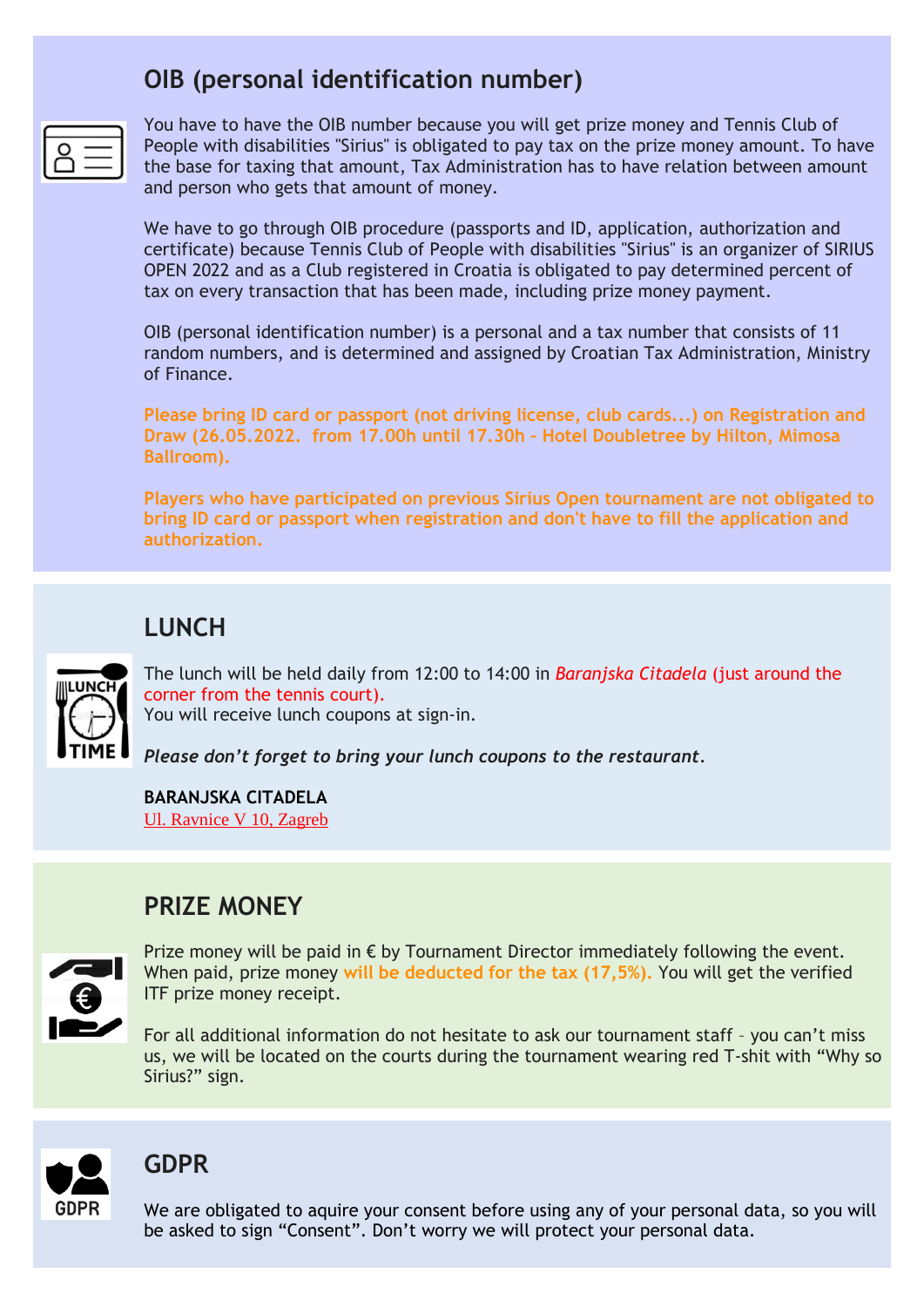## OIB (personal identification number)

You have to have the OIB number because you will get prize money and Tennis Club of People with disabilities "Sirius" is obligated to pay tax on the prize money amount. To have the base for taxing that amount, Tax Administration has to have relation between amount and person who gets that amount of money.

We have to go through OIB procedure (passports and ID, application, authorization and certificate) because Tennis Club of People with disabilities "Sirius" is an organizer of SIRIUS OPEN 2022 and as a Club registered in Croatia is obligated to pay determined percent of tax on every transaction that has been made, including prize money payment.

OIB (personal identification number) is a personal and a tax number that consists of 11 random numbers, and is determined and assigned by Croatian Tax Administration, Ministry of Finance.

**Please bring ID card or passport (not driving license, club cards...) on Registration and Draw (26.05.2022. from 17.00h until 17.30h – Hotel Doubletree by Hilton, Mimosa Ballroom).**

**Players who have participated on previous Sirius Open tournament are not obligated to bring ID card or passport when registration and don't have to fill the application and authorization.**

## LUNCH

The lunch will be held daily from 12:00 to 14:00 in *Baranjska Citadela* (just around the corner from the tennis court).
You will receive lunch coupons at sign-in.

***Please don't forget to bring your lunch coupons to the restaurant.***

**BARANJSKA CITADELA**
Ul. Ravnice V 10, Zagreb

## PRIZE MONEY

Prize money will be paid in € by Tournament Director immediately following the event. When paid, prize money **will be deducted for the tax (17,5%).** You will get the verified ITF prize money receipt.

For all additional information do not hesitate to ask our tournament staff – you can't miss us, we will be located on the courts during the tournament wearing red T-shit with "Why so Sirius?" sign.

## GDPR

We are obligated to aquire your consent before using any of your personal data, so you will be asked to sign "Consent". Don't worry we will protect your personal data.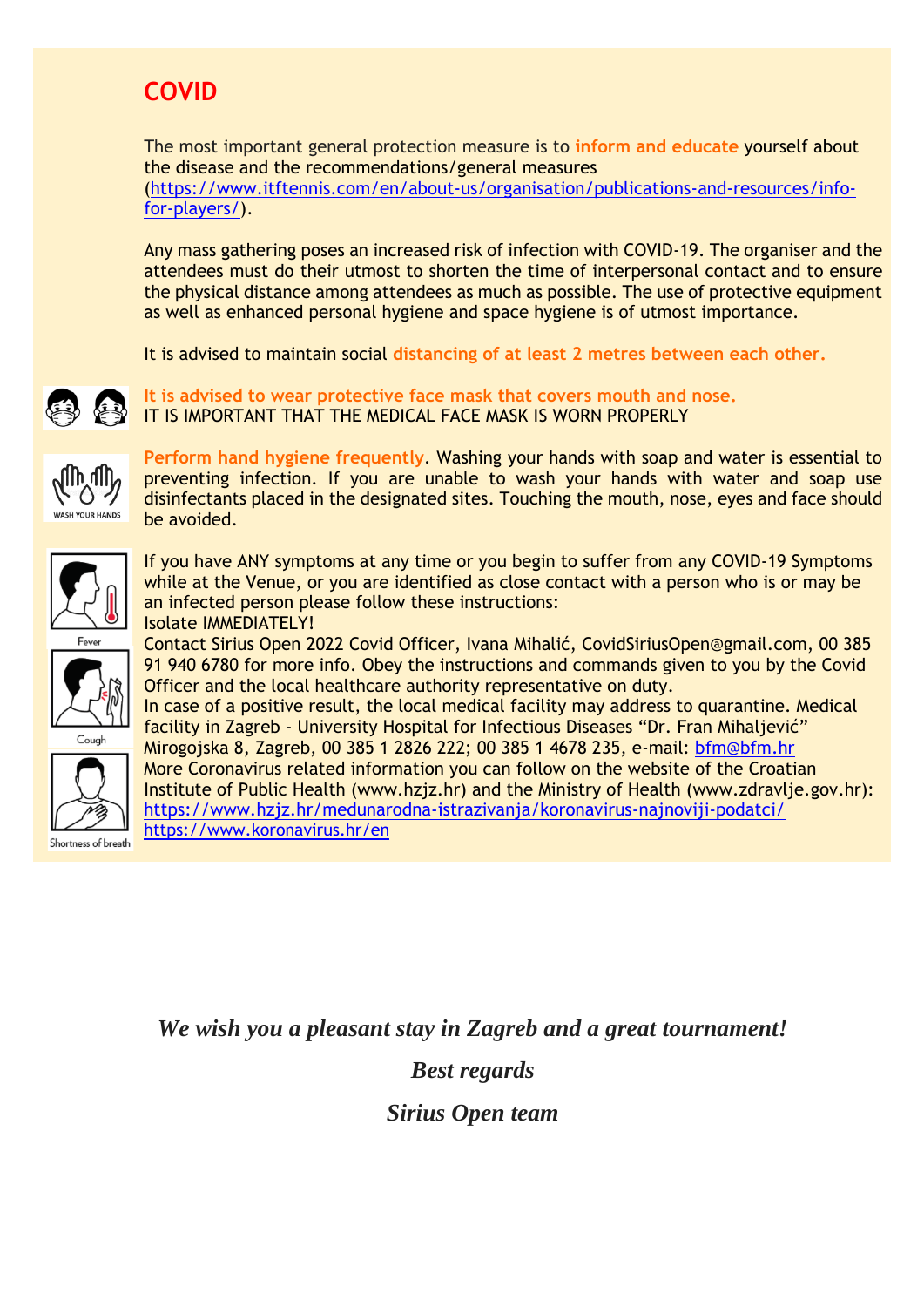## COVID

The most important general protection measure is to **inform and educate** yourself about the disease and the recommendations/general measures (https://www.itftennis.com/en/about-us/organisation/publications-and-resources/info-for-players/).

Any mass gathering poses an increased risk of infection with COVID-19. The organiser and the attendees must do their utmost to shorten the time of interpersonal contact and to ensure the physical distance among attendees as much as possible. The use of protective equipment as well as enhanced personal hygiene and space hygiene is of utmost importance.

It is advised to maintain social **distancing of at least 2 metres between each other.**

**It is advised to wear protective face mask that covers mouth and nose.**
IT IS IMPORTANT THAT THE MEDICAL FACE MASK IS WORN PROPERLY

WASH YOUR HANDS

**Perform hand hygiene frequently**. Washing your hands with soap and water is essential to preventing infection. If you are unable to wash your hands with water and soap use disinfectants placed in the designated sites. Touching the mouth, nose, eyes and face should be avoided.

Fever

Cough

Shortness of breath

If you have ANY symptoms at any time or you begin to suffer from any COVID-19 Symptoms while at the Venue, or you are identified as close contact with a person who is or may be an infected person please follow these instructions:
Isolate IMMEDIATELY!
Contact Sirius Open 2022 Covid Officer, Ivana Mihalić, CovidSiriusOpen@gmail.com, 00 385 91 940 6780 for more info. Obey the instructions and commands given to you by the Covid Officer and the local healthcare authority representative on duty.
In case of a positive result, the local medical facility may address to quarantine. Medical facility in Zagreb - University Hospital for Infectious Diseases "Dr. Fran Mihaljević" Mirogojska 8, Zagreb, 00 385 1 2826 222; 00 385 1 4678 235, e-mail: bfm@bfm.hr
More Coronavirus related information you can follow on the website of the Croatian Institute of Public Health (www.hzjz.hr) and the Ministry of Health (www.zdravlje.gov.hr):
https://www.hzjz.hr/medunarodna-istrazivanja/koronavirus-najnoviji-podatci/
https://www.koronavirus.hr/en

***We wish you a pleasant stay in Zagreb and a great tournament!***

***Best regards***

***Sirius Open team***